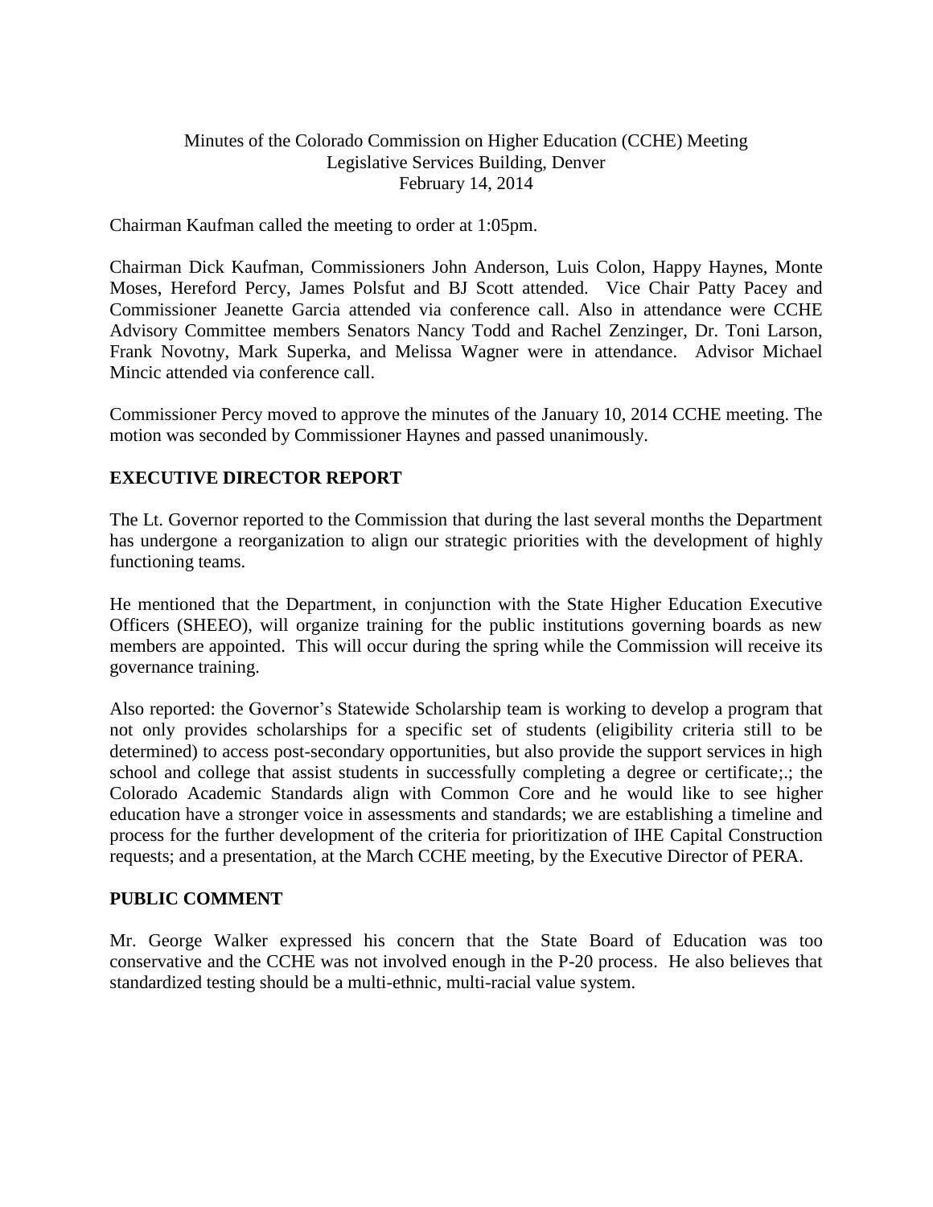Minutes of the Colorado Commission on Higher Education (CCHE) Meeting
Legislative Services Building, Denver
February 14, 2014

Chairman Kaufman called the meeting to order at 1:05pm.

Chairman Dick Kaufman, Commissioners John Anderson, Luis Colon, Happy Haynes, Monte Moses, Hereford Percy, James Polsfut and BJ Scott attended. Vice Chair Patty Pacey and Commissioner Jeanette Garcia attended via conference call. Also in attendance were CCHE Advisory Committee members Senators Nancy Todd and Rachel Zenzinger, Dr. Toni Larson, Frank Novotny, Mark Superka, and Melissa Wagner were in attendance. Advisor Michael Mincic attended via conference call.

Commissioner Percy moved to approve the minutes of the January 10, 2014 CCHE meeting. The motion was seconded by Commissioner Haynes and passed unanimously.

## EXECUTIVE DIRECTOR REPORT

The Lt. Governor reported to the Commission that during the last several months the Department has undergone a reorganization to align our strategic priorities with the development of highly functioning teams.

He mentioned that the Department, in conjunction with the State Higher Education Executive Officers (SHEEO), will organize training for the public institutions governing boards as new members are appointed. This will occur during the spring while the Commission will receive its governance training.

Also reported: the Governor's Statewide Scholarship team is working to develop a program that not only provides scholarships for a specific set of students (eligibility criteria still to be determined) to access post-secondary opportunities, but also provide the support services in high school and college that assist students in successfully completing a degree or certificate;.; the Colorado Academic Standards align with Common Core and he would like to see higher education have a stronger voice in assessments and standards; we are establishing a timeline and process for the further development of the criteria for prioritization of IHE Capital Construction requests; and a presentation, at the March CCHE meeting, by the Executive Director of PERA.

## PUBLIC COMMENT

Mr. George Walker expressed his concern that the State Board of Education was too conservative and the CCHE was not involved enough in the P-20 process. He also believes that standardized testing should be a multi-ethnic, multi-racial value system.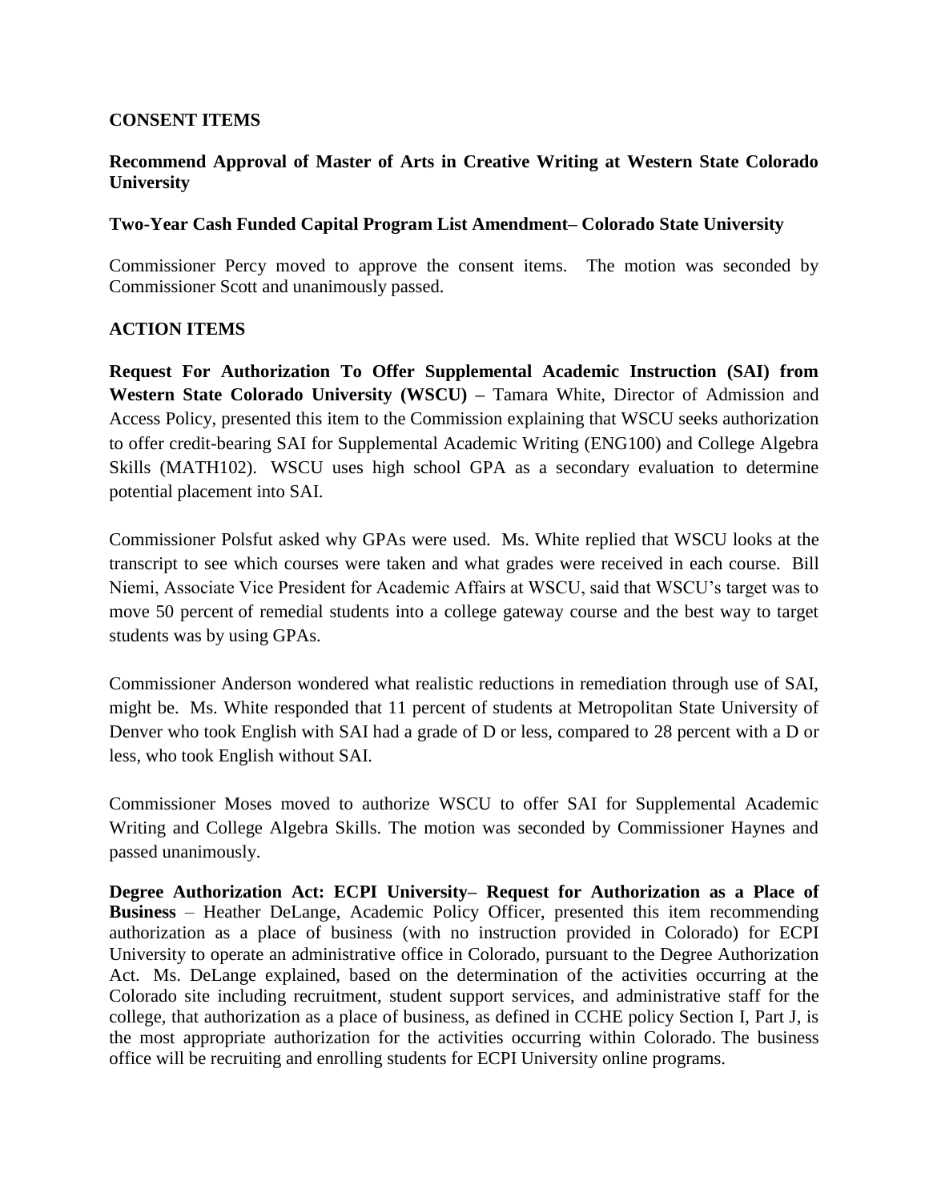**CONSENT ITEMS**

**Recommend Approval of Master of Arts in Creative Writing at Western State Colorado University**

**Two-Year Cash Funded Capital Program List Amendment– Colorado State University**

Commissioner Percy moved to approve the consent items. The motion was seconded by Commissioner Scott and unanimously passed.

**ACTION ITEMS**

**Request For Authorization To Offer Supplemental Academic Instruction (SAI) from Western State Colorado University (WSCU) –** Tamara White, Director of Admission and Access Policy, presented this item to the Commission explaining that WSCU seeks authorization to offer credit-bearing SAI for Supplemental Academic Writing (ENG100) and College Algebra Skills (MATH102). WSCU uses high school GPA as a secondary evaluation to determine potential placement into SAI.

Commissioner Polsfut asked why GPAs were used. Ms. White replied that WSCU looks at the transcript to see which courses were taken and what grades were received in each course. Bill Niemi, Associate Vice President for Academic Affairs at WSCU, said that WSCU's target was to move 50 percent of remedial students into a college gateway course and the best way to target students was by using GPAs.

Commissioner Anderson wondered what realistic reductions in remediation through use of SAI, might be. Ms. White responded that 11 percent of students at Metropolitan State University of Denver who took English with SAI had a grade of D or less, compared to 28 percent with a D or less, who took English without SAI.

Commissioner Moses moved to authorize WSCU to offer SAI for Supplemental Academic Writing and College Algebra Skills. The motion was seconded by Commissioner Haynes and passed unanimously.

**Degree Authorization Act: ECPI University– Request for Authorization as a Place of Business** – Heather DeLange, Academic Policy Officer, presented this item recommending authorization as a place of business (with no instruction provided in Colorado) for ECPI University to operate an administrative office in Colorado, pursuant to the Degree Authorization Act. Ms. DeLange explained, based on the determination of the activities occurring at the Colorado site including recruitment, student support services, and administrative staff for the college, that authorization as a place of business, as defined in CCHE policy Section I, Part J, is the most appropriate authorization for the activities occurring within Colorado. The business office will be recruiting and enrolling students for ECPI University online programs.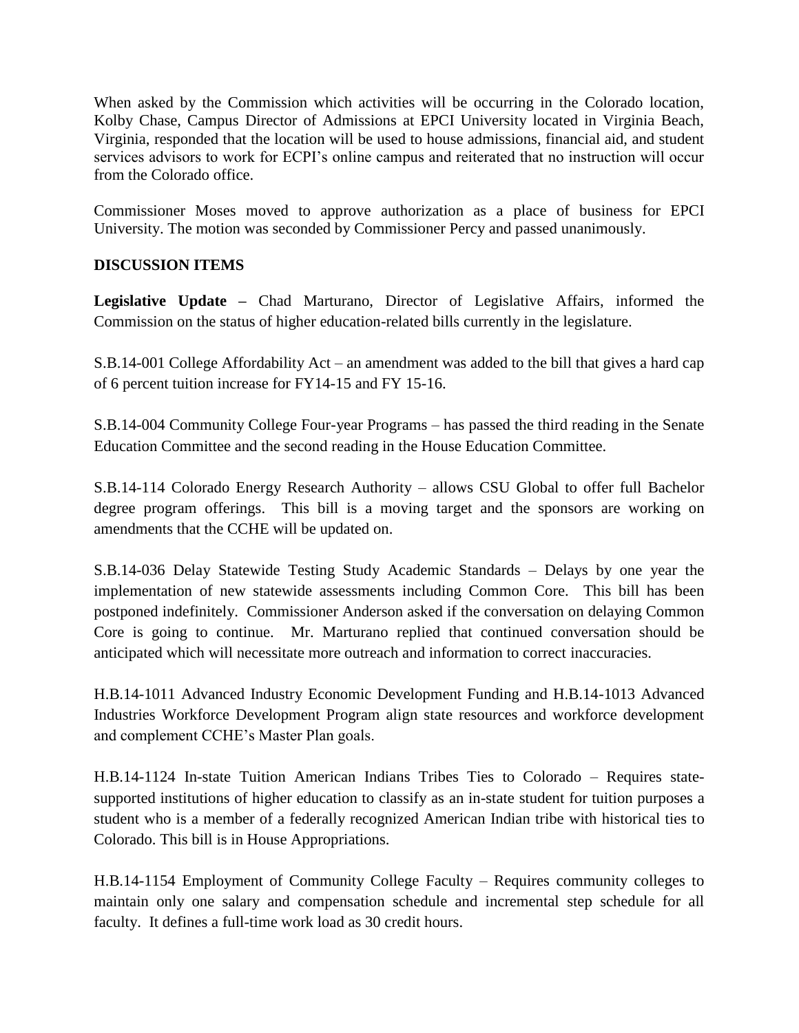When asked by the Commission which activities will be occurring in the Colorado location, Kolby Chase, Campus Director of Admissions at EPCI University located in Virginia Beach, Virginia, responded that the location will be used to house admissions, financial aid, and student services advisors to work for ECPI's online campus and reiterated that no instruction will occur from the Colorado office.

Commissioner Moses moved to approve authorization as a place of business for EPCI University. The motion was seconded by Commissioner Percy and passed unanimously.

**DISCUSSION ITEMS**

**Legislative Update –** Chad Marturano, Director of Legislative Affairs, informed the Commission on the status of higher education-related bills currently in the legislature.

S.B.14-001 College Affordability Act – an amendment was added to the bill that gives a hard cap of 6 percent tuition increase for FY14-15 and FY 15-16.

S.B.14-004 Community College Four-year Programs – has passed the third reading in the Senate Education Committee and the second reading in the House Education Committee.

S.B.14-114 Colorado Energy Research Authority – allows CSU Global to offer full Bachelor degree program offerings. This bill is a moving target and the sponsors are working on amendments that the CCHE will be updated on.

S.B.14-036 Delay Statewide Testing Study Academic Standards – Delays by one year the implementation of new statewide assessments including Common Core. This bill has been postponed indefinitely. Commissioner Anderson asked if the conversation on delaying Common Core is going to continue. Mr. Marturano replied that continued conversation should be anticipated which will necessitate more outreach and information to correct inaccuracies.

H.B.14-1011 Advanced Industry Economic Development Funding and H.B.14-1013 Advanced Industries Workforce Development Program align state resources and workforce development and complement CCHE's Master Plan goals.

H.B.14-1124 In-state Tuition American Indians Tribes Ties to Colorado – Requires state-supported institutions of higher education to classify as an in-state student for tuition purposes a student who is a member of a federally recognized American Indian tribe with historical ties to Colorado. This bill is in House Appropriations.

H.B.14-1154 Employment of Community College Faculty – Requires community colleges to maintain only one salary and compensation schedule and incremental step schedule for all faculty. It defines a full-time work load as 30 credit hours.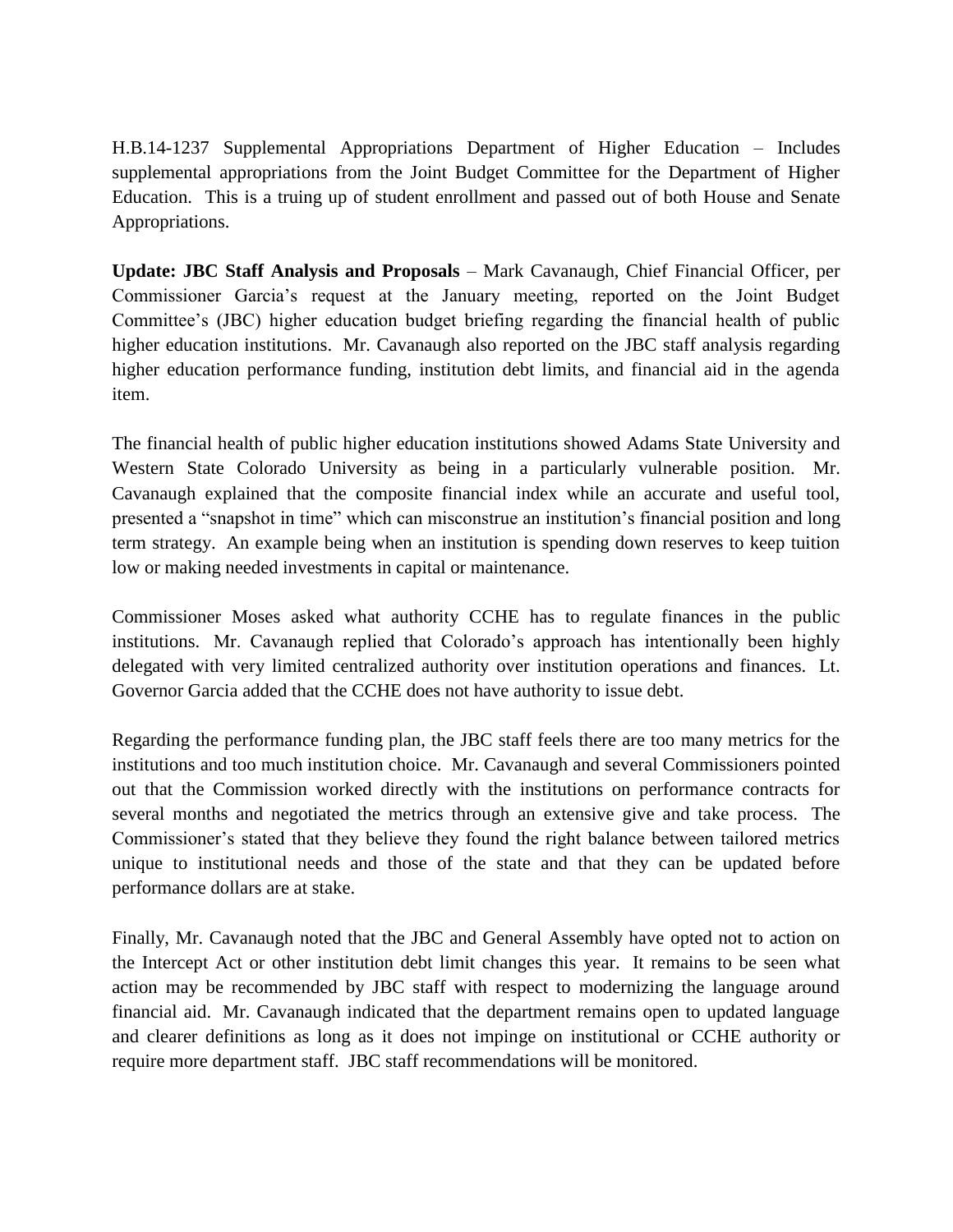H.B.14-1237 Supplemental Appropriations Department of Higher Education – Includes supplemental appropriations from the Joint Budget Committee for the Department of Higher Education. This is a truing up of student enrollment and passed out of both House and Senate Appropriations.

**Update: JBC Staff Analysis and Proposals** – Mark Cavanaugh, Chief Financial Officer, per Commissioner Garcia's request at the January meeting, reported on the Joint Budget Committee's (JBC) higher education budget briefing regarding the financial health of public higher education institutions. Mr. Cavanaugh also reported on the JBC staff analysis regarding higher education performance funding, institution debt limits, and financial aid in the agenda item.

The financial health of public higher education institutions showed Adams State University and Western State Colorado University as being in a particularly vulnerable position. Mr. Cavanaugh explained that the composite financial index while an accurate and useful tool, presented a "snapshot in time" which can misconstrue an institution's financial position and long term strategy. An example being when an institution is spending down reserves to keep tuition low or making needed investments in capital or maintenance.

Commissioner Moses asked what authority CCHE has to regulate finances in the public institutions. Mr. Cavanaugh replied that Colorado's approach has intentionally been highly delegated with very limited centralized authority over institution operations and finances. Lt. Governor Garcia added that the CCHE does not have authority to issue debt.

Regarding the performance funding plan, the JBC staff feels there are too many metrics for the institutions and too much institution choice. Mr. Cavanaugh and several Commissioners pointed out that the Commission worked directly with the institutions on performance contracts for several months and negotiated the metrics through an extensive give and take process. The Commissioner's stated that they believe they found the right balance between tailored metrics unique to institutional needs and those of the state and that they can be updated before performance dollars are at stake.

Finally, Mr. Cavanaugh noted that the JBC and General Assembly have opted not to action on the Intercept Act or other institution debt limit changes this year. It remains to be seen what action may be recommended by JBC staff with respect to modernizing the language around financial aid. Mr. Cavanaugh indicated that the department remains open to updated language and clearer definitions as long as it does not impinge on institutional or CCHE authority or require more department staff. JBC staff recommendations will be monitored.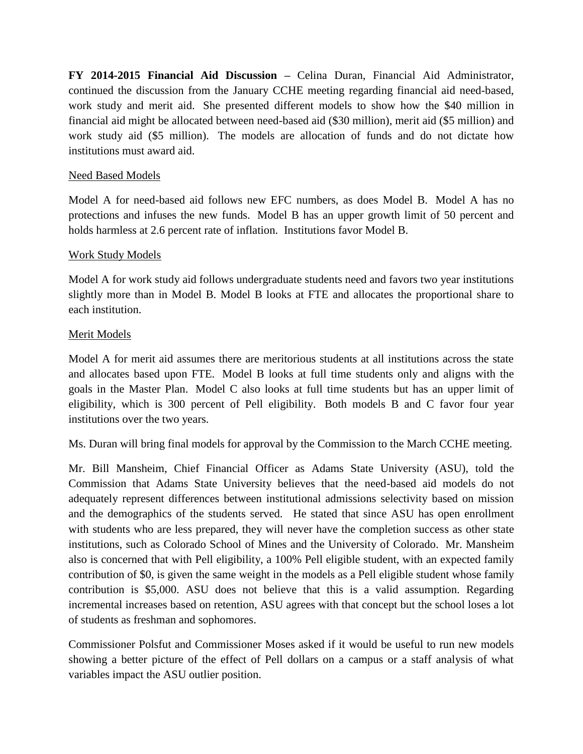**FY 2014-2015 Financial Aid Discussion –** Celina Duran, Financial Aid Administrator, continued the discussion from the January CCHE meeting regarding financial aid need-based, work study and merit aid. She presented different models to show how the $40 million in financial aid might be allocated between need-based aid ($30 million), merit aid ($5 million) and work study aid ($5 million). The models are allocation of funds and do not dictate how institutions must award aid.

Need Based Models

Model A for need-based aid follows new EFC numbers, as does Model B. Model A has no protections and infuses the new funds. Model B has an upper growth limit of 50 percent and holds harmless at 2.6 percent rate of inflation. Institutions favor Model B.

Work Study Models

Model A for work study aid follows undergraduate students need and favors two year institutions slightly more than in Model B. Model B looks at FTE and allocates the proportional share to each institution.

Merit Models

Model A for merit aid assumes there are meritorious students at all institutions across the state and allocates based upon FTE. Model B looks at full time students only and aligns with the goals in the Master Plan. Model C also looks at full time students but has an upper limit of eligibility, which is 300 percent of Pell eligibility. Both models B and C favor four year institutions over the two years.

Ms. Duran will bring final models for approval by the Commission to the March CCHE meeting.

Mr. Bill Mansheim, Chief Financial Officer as Adams State University (ASU), told the Commission that Adams State University believes that the need-based aid models do not adequately represent differences between institutional admissions selectivity based on mission and the demographics of the students served. He stated that since ASU has open enrollment with students who are less prepared, they will never have the completion success as other state institutions, such as Colorado School of Mines and the University of Colorado. Mr. Mansheim also is concerned that with Pell eligibility, a 100% Pell eligible student, with an expected family contribution of $0, is given the same weight in the models as a Pell eligible student whose family contribution is $5,000. ASU does not believe that this is a valid assumption. Regarding incremental increases based on retention, ASU agrees with that concept but the school loses a lot of students as freshman and sophomores.

Commissioner Polsfut and Commissioner Moses asked if it would be useful to run new models showing a better picture of the effect of Pell dollars on a campus or a staff analysis of what variables impact the ASU outlier position.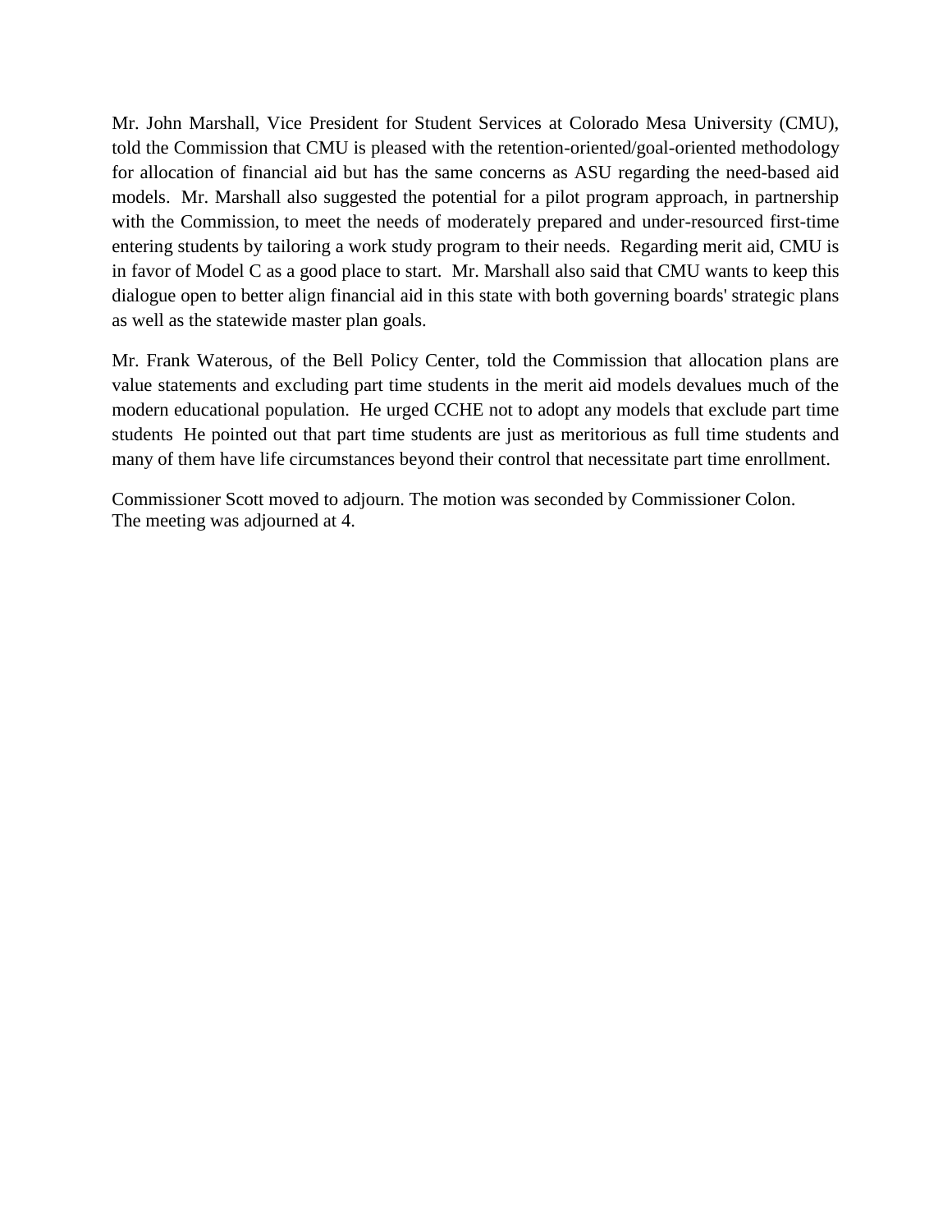Mr. John Marshall, Vice President for Student Services at Colorado Mesa University (CMU), told the Commission that CMU is pleased with the retention-oriented/goal-oriented methodology for allocation of financial aid but has the same concerns as ASU regarding the need-based aid models. Mr. Marshall also suggested the potential for a pilot program approach, in partnership with the Commission, to meet the needs of moderately prepared and under-resourced first-time entering students by tailoring a work study program to their needs. Regarding merit aid, CMU is in favor of Model C as a good place to start. Mr. Marshall also said that CMU wants to keep this dialogue open to better align financial aid in this state with both governing boards' strategic plans as well as the statewide master plan goals.

Mr. Frank Waterous, of the Bell Policy Center, told the Commission that allocation plans are value statements and excluding part time students in the merit aid models devalues much of the modern educational population. He urged CCHE not to adopt any models that exclude part time students He pointed out that part time students are just as meritorious as full time students and many of them have life circumstances beyond their control that necessitate part time enrollment.

Commissioner Scott moved to adjourn. The motion was seconded by Commissioner Colon. The meeting was adjourned at 4.